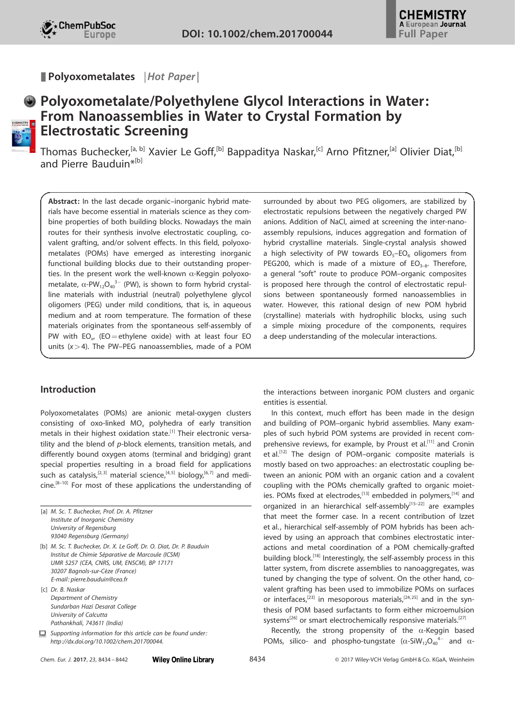Polyoxometalates | *Hot Paper* |

# Polyoxometalate/Polyethylene Glycol Interactions in Water: From Nanoassemblies in Water to Crystal Formation by Electrostatic Screening

Thomas Buchecker,[a, b] Xavier Le Goff,[b] Bappaditya Naskar,[c] Arno Pfitzner,[a] Olivier Diat,[b] and Pierre Bauduin*[b]

**Abstract:** In the last decade organic–inorganic hybrid materials have become essential in materials science as they combine properties of both building blocks. Nowadays the main routes for their synthesis involve electrostatic coupling, covalent grafting, and/or solvent effects. In this field, polyoxometalates (POMs) have emerged as interesting inorganic functional building blocks due to their outstanding properties. In the present work the well-known α-Keggin polyoxometalate, α-$PW_{12}O_{40}^{3-}$ (PW), is shown to form hybrid crystalline materials with industrial (neutral) polyethylene glycol oligomers (PEG) under mild conditions, that is, in aqueous medium and at room temperature. The formation of these materials originates from the spontaneous self-assembly of PW with $EO_x$, (EO = ethylene oxide) with at least four EO units ($x > 4$). The PW–PEG nanoassemblies, made of a POM surrounded by about two PEG oligomers, are stabilized by electrostatic repulsions between the negatively charged PW anions. Addition of NaCl, aimed at screening the inter-nanoassembly repulsions, induces aggregation and formation of hybrid crystalline materials. Single-crystal analysis showed a high selectivity of PW towards $EO_5$–$EO_6$ oligomers from PEG200, which is made of a mixture of $EO_{3-8}$. Therefore, a general "soft" route to produce POM–organic composites is proposed here through the control of electrostatic repulsions between spontaneously formed nanoassemblies in water. However, this rational design of new POM hybrid (crystalline) materials with hydrophilic blocks, using such a simple mixing procedure of the components, requires a deep understanding of the molecular interactions.

## Introduction

Polyoxometalates (POMs) are anionic metal-oxygen clusters consisting of oxo-linked $MO_x$ polyhedra of early transition metals in their highest oxidation state.[1] Their electronic versatility and the blend of *p*-block elements, transition metals, and differently bound oxygen atoms (terminal and bridging) grant special properties resulting in a broad field for applications such as catalysis,[2,3] material science,[4,5] biology,[6,7] and medicine.[8–10] For most of these applications the understanding of the interactions between inorganic POM clusters and organic entities is essential.

In this context, much effort has been made in the design and building of POM–organic hybrid assemblies. Many examples of such hybrid POM systems are provided in recent comprehensive reviews, for example, by Proust et al.[11] and Cronin et al.[12] The design of POM–organic composite materials is mostly based on two approaches: an electrostatic coupling between an anionic POM with an organic cation and a covalent coupling with the POMs chemically grafted to organic moieties. POMs fixed at electrodes,[13] embedded in polymers,[14] and organized in an hierarchical self-assembly[15–22] are examples that meet the former case. In a recent contribution of Izzet et al., hierarchical self-assembly of POM hybrids has been achieved by using an approach that combines electrostatic interactions and metal coordination of a POM chemically-grafted building block.[18] Interestingly, the self-assembly process in this latter system, from discrete assemblies to nanoaggregates, was tuned by changing the type of solvent. On the other hand, covalent grafting has been used to immobilize POMs on surfaces or interfaces,[23] in mesoporous materials,[24,25] and in the synthesis of POM based surfactants to form either microemulsion systems[26] or smart electrochemically responsive materials.[27]

Recently, the strong propensity of the α-Keggin based POMs, silico- and phospho-tungstate (α-$SiW_{12}O_{40}^{4-}$ and α-

[a] M. Sc. T. Buchecker, Prof. Dr. A. Pfitzner
Institute of Inorganic Chemistry
University of Regensburg
93040 Regensburg (Germany)

[b] M. Sc. T. Buchecker, Dr. X. Le Goff, Dr. O. Diat, Dr. P. Bauduin
Institut de Chimie Séparative de Marcoule (ICSM)
UMR 5257 (CEA, CNRS, UM, ENSCM), BP 17171
30207 Bagnols-sur-Cèze (France)
E-mail: pierre.bauduin@cea.fr

[c] Dr. B. Naskar
Department of Chemistry
Sundarban Hazi Desarat College
University of Calcutta
Pathankhali, 743611 (India)

Supporting information for this article can be found under: http://dx.doi.org/10.1002/chem.201700044.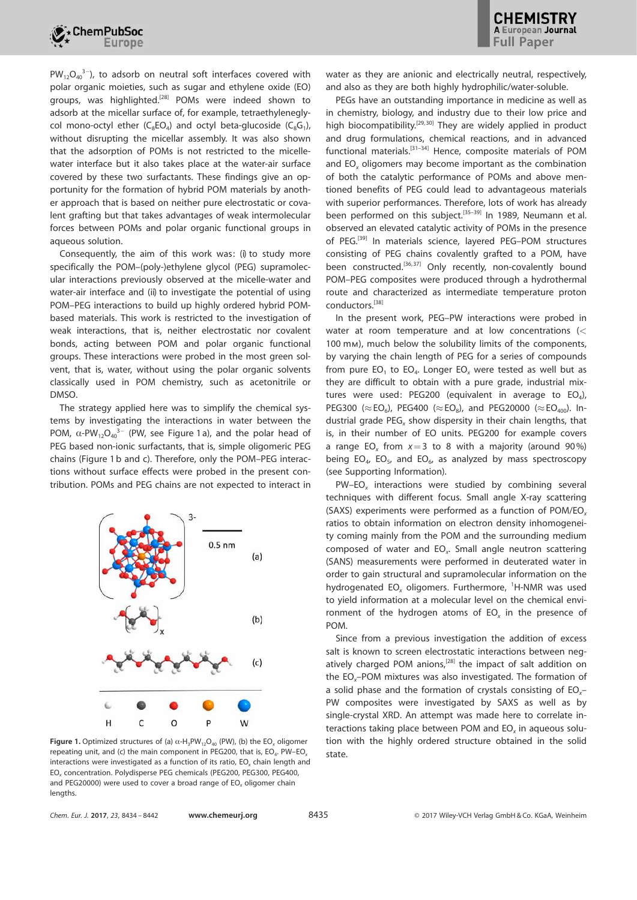$PW_{12}O_{40}^{3-}$), to adsorb on neutral soft interfaces covered with polar organic moieties, such as sugar and ethylene oxide (EO) groups, was highlighted.[28] POMs were indeed shown to adsorb at the micellar surface of, for example, tetraethyleneglycol mono-octyl ether ($C_8EO_4$) and octyl beta-glucoside ($C_8G_1$), without disrupting the micellar assembly. It was also shown that the adsorption of POMs is not restricted to the micelle-water interface but it also takes place at the water-air surface covered by these two surfactants. These findings give an opportunity for the formation of hybrid POM materials by another approach that is based on neither pure electrostatic or covalent grafting but that takes advantages of weak intermolecular forces between POMs and polar organic functional groups in aqueous solution.

Consequently, the aim of this work was: (i) to study more specifically the POM–(poly-)ethylene glycol (PEG) supramolecular interactions previously observed at the micelle-water and water-air interface and (ii) to investigate the potential of using POM–PEG interactions to build up highly ordered hybrid POM-based materials. This work is restricted to the investigation of weak interactions, that is, neither electrostatic nor covalent bonds, acting between POM and polar organic functional groups. These interactions were probed in the most green solvent, that is, water, without using the polar organic solvents classically used in POM chemistry, such as acetonitrile or DMSO.

The strategy applied here was to simplify the chemical systems by investigating the interactions in water between the POM, $\alpha$-$PW_{12}O_{40}^{3-}$ (PW, see Figure 1 a), and the polar head of PEG based non-ionic surfactants, that is, simple oligomeric PEG chains (Figure 1 b and c). Therefore, only the POM–PEG interactions without surface effects were probed in the present contribution. POMs and PEG chains are not expected to interact in

Figure 1. Optimized structures of (a) $\alpha$-$H_3PW_{12}O_{40}$ (PW), (b) the $EO_x$ oligomer repeating unit, and (c) the main component in PEG200, that is, $EO_4$. PW–$EO_x$ interactions were investigated as a function of its ratio, $EO_x$ chain length and $EO_x$ concentration. Polydisperse PEG chemicals (PEG200, PEG300, PEG400, and PEG20000) were used to cover a broad range of $EO_x$ oligomer chain lengths.

water as they are anionic and electrically neutral, respectively, and also as they are both highly hydrophilic/water-soluble.

PEGs have an outstanding importance in medicine as well as in chemistry, biology, and industry due to their low price and high biocompatibility.[29,30] They are widely applied in product and drug formulations, chemical reactions, and in advanced functional materials.[31–34] Hence, composite materials of POM and $EO_x$ oligomers may become important as the combination of both the catalytic performance of POMs and above mentioned benefits of PEG could lead to advantageous materials with superior performances. Therefore, lots of work has already been performed on this subject.[35–39] In 1989, Neumann et al. observed an elevated catalytic activity of POMs in the presence of PEG.[39] In materials science, layered PEG–POM structures consisting of PEG chains covalently grafted to a POM, have been constructed.[36,37] Only recently, non-covalently bound POM–PEG composites were produced through a hydrothermal route and characterized as intermediate temperature proton conductors.[38]

In the present work, PEG–PW interactions were probed in water at room temperature and at low concentrations (< 100 mM), much below the solubility limits of the components, by varying the chain length of PEG for a series of compounds from pure $EO_1$ to $EO_4$. Longer $EO_x$ were tested as well but as they are difficult to obtain with a pure grade, industrial mixtures were used: PEG200 (equivalent in average to $EO_4$), PEG300 ($\approx EO_6$), PEG400 ($\approx EO_8$), and PEG20000 ($\approx EO_{400}$). Industrial grade $PEG_x$ show dispersity in their chain lengths, that is, in their number of EO units. PEG200 for example covers a range $EO_x$ from $x = 3$ to 8 with a majority (around 90%) being $EO_4$, $EO_5$, and $EO_6$, as analyzed by mass spectroscopy (see Supporting Information).

PW–$EO_x$ interactions were studied by combining several techniques with different focus. Small angle X-ray scattering (SAXS) experiments were performed as a function of POM/$EO_x$ ratios to obtain information on electron density inhomogeneity coming mainly from the POM and the surrounding medium composed of water and $EO_x$. Small angle neutron scattering (SANS) measurements were performed in deuterated water in order to gain structural and supramolecular information on the hydrogenated $EO_x$ oligomers. Furthermore, $^1$H-NMR was used to yield information at a molecular level on the chemical environment of the hydrogen atoms of $EO_x$ in the presence of POM.

Since from a previous investigation the addition of excess salt is known to screen electrostatic interactions between negatively charged POM anions,[28] the impact of salt addition on the $EO_x$–POM mixtures was also investigated. The formation of a solid phase and the formation of crystals consisting of $EO_x$–PW composites were investigated by SAXS as well as by single-crystal XRD. An attempt was made here to correlate interactions taking place between POM and $EO_x$ in aqueous solution with the highly ordered structure obtained in the solid state.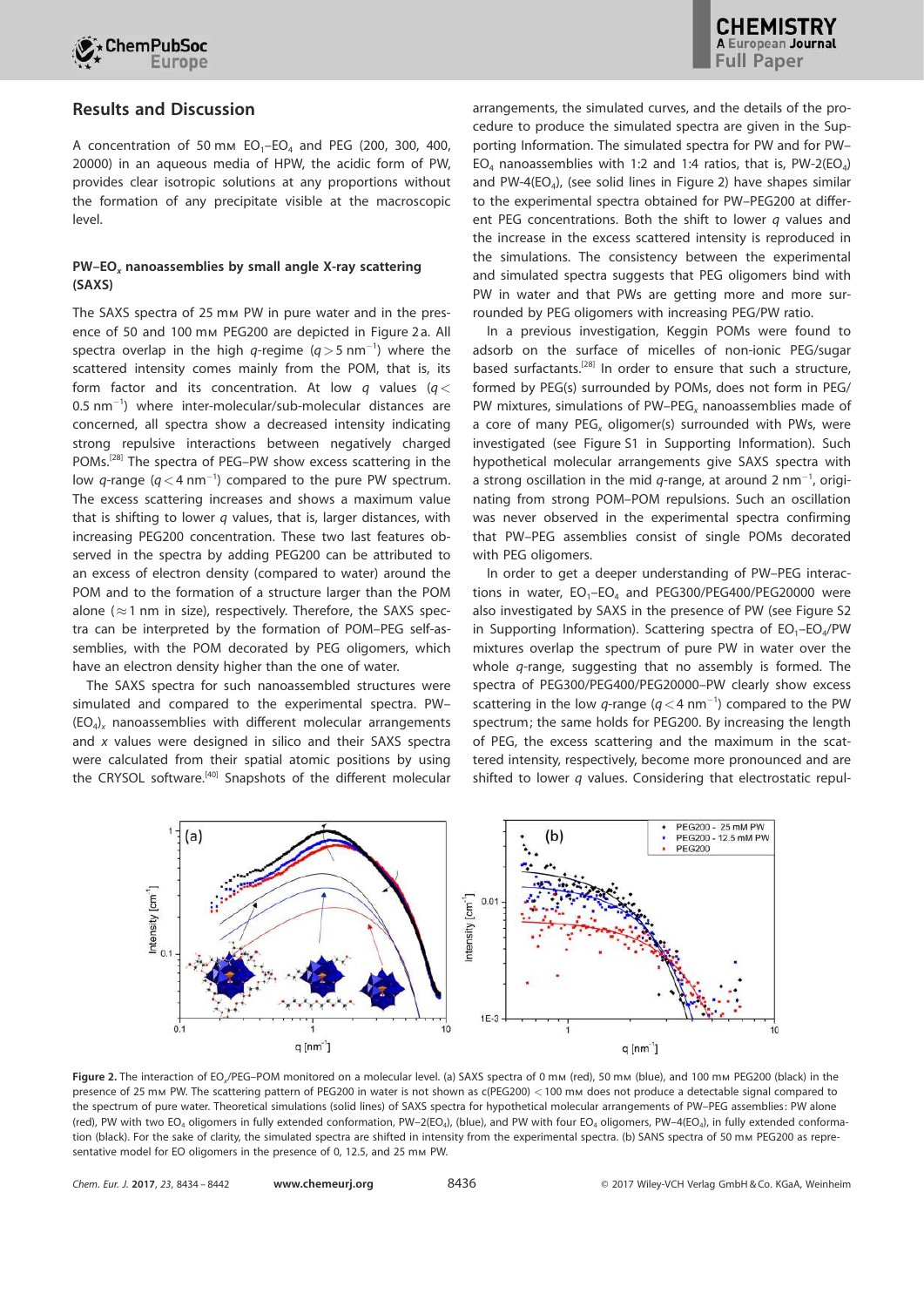## Results and Discussion

A concentration of 50 mm $EO_1$–$EO_4$ and PEG (200, 300, 400, 20000) in an aqueous media of HPW, the acidic form of PW, provides clear isotropic solutions at any proportions without the formation of any precipitate visible at the macroscopic level.

### PW–$EO_x$ nanoassemblies by small angle X-ray scattering (SAXS)

The SAXS spectra of 25 mm PW in pure water and in the presence of 50 and 100 mm PEG200 are depicted in Figure 2 a. All spectra overlap in the high $q$-regime ($q > 5$ nm$^{-1}$) where the scattered intensity comes mainly from the POM, that is, its form factor and its concentration. At low $q$ values ($q < 0.5$ nm$^{-1}$) where inter-molecular/sub-molecular distances are concerned, all spectra show a decreased intensity indicating strong repulsive interactions between negatively charged POMs.[28] The spectra of PEG–PW show excess scattering in the low $q$-range ($q < 4$ nm$^{-1}$) compared to the pure PW spectrum. The excess scattering increases and shows a maximum value that is shifting to lower $q$ values, that is, larger distances, with increasing PEG200 concentration. These two last features observed in the spectra by adding PEG200 can be attributed to an excess of electron density (compared to water) around the POM and to the formation of a structure larger than the POM alone ($\approx$1 nm in size), respectively. Therefore, the SAXS spectra can be interpreted by the formation of POM–PEG self-assemblies, with the POM decorated by PEG oligomers, which have an electron density higher than the one of water.

The SAXS spectra for such nanoassembled structures were simulated and compared to the experimental spectra. PW–$(EO_4)_x$ nanoassemblies with different molecular arrangements and $x$ values were designed in silico and their SAXS spectra were calculated from their spatial atomic positions by using the CRYSOL software.[40] Snapshots of the different molecular arrangements, the simulated curves, and the details of the procedure to produce the simulated spectra are given in the Supporting Information. The simulated spectra for PW and for PW–$EO_4$ nanoassemblies with 1:2 and 1:4 ratios, that is, PW-2($EO_4$) and PW-4($EO_4$), (see solid lines in Figure 2) have shapes similar to the experimental spectra obtained for PW–PEG200 at different PEG concentrations. Both the shift to lower $q$ values and the increase in the excess scattered intensity is reproduced in the simulations. The consistency between the experimental and simulated spectra suggests that PEG oligomers bind with PW in water and that PWs are getting more and more surrounded by PEG oligomers with increasing PEG/PW ratio.

In a previous investigation, Keggin POMs were found to adsorb on the surface of micelles of non-ionic PEG/sugar based surfactants.[28] In order to ensure that such a structure, formed by PEG(s) surrounded by POMs, does not form in PEG/PW mixtures, simulations of PW–$PEG_x$ nanoassemblies made of a core of many $PEG_x$ oligomer(s) surrounded with PWs, were investigated (see Figure S1 in Supporting Information). Such hypothetical molecular arrangements give SAXS spectra with a strong oscillation in the mid $q$-range, at around 2 nm$^{-1}$, originating from strong POM–POM repulsions. Such an oscillation was never observed in the experimental spectra confirming that PW–PEG assemblies consist of single POMs decorated with PEG oligomers.

In order to get a deeper understanding of PW–PEG interactions in water, $EO_1$–$EO_4$ and PEG300/PEG400/PEG20000 were also investigated by SAXS in the presence of PW (see Figure S2 in Supporting Information). Scattering spectra of $EO_1$–$EO_4$/PW mixtures overlap the spectrum of pure PW in water over the whole $q$-range, suggesting that no assembly is formed. The spectra of PEG300/PEG400/PEG20000–PW clearly show excess scattering in the low $q$-range ($q < 4$ nm$^{-1}$) compared to the PW spectrum; the same holds for PEG200. By increasing the length of PEG, the excess scattering and the maximum in the scattered intensity, respectively, become more pronounced and are shifted to lower $q$ values. Considering that electrostatic repul-

Figure 2. The interaction of $EO_x$/PEG–POM monitored on a molecular level. (a) SAXS spectra of 0 mm (red), 50 mm (blue), and 100 mm PEG200 (black) in the presence of 25 mm PW. The scattering pattern of PEG200 in water is not shown as c(PEG200) < 100 mm does not produce a detectable signal compared to the spectrum of pure water. Theoretical simulations (solid lines) of SAXS spectra for hypothetical molecular arrangements of PW–PEG assemblies: PW alone (red), PW with two $EO_4$ oligomers in fully extended conformation, PW–2($EO_4$), (blue), and PW with four $EO_4$ oligomers, PW–4($EO_4$), in fully extended conformation (black). For the sake of clarity, the simulated spectra are shifted in intensity from the experimental spectra. (b) SANS spectra of 50 mm PEG200 as representative model for EO oligomers in the presence of 0, 12.5, and 25 mm PW.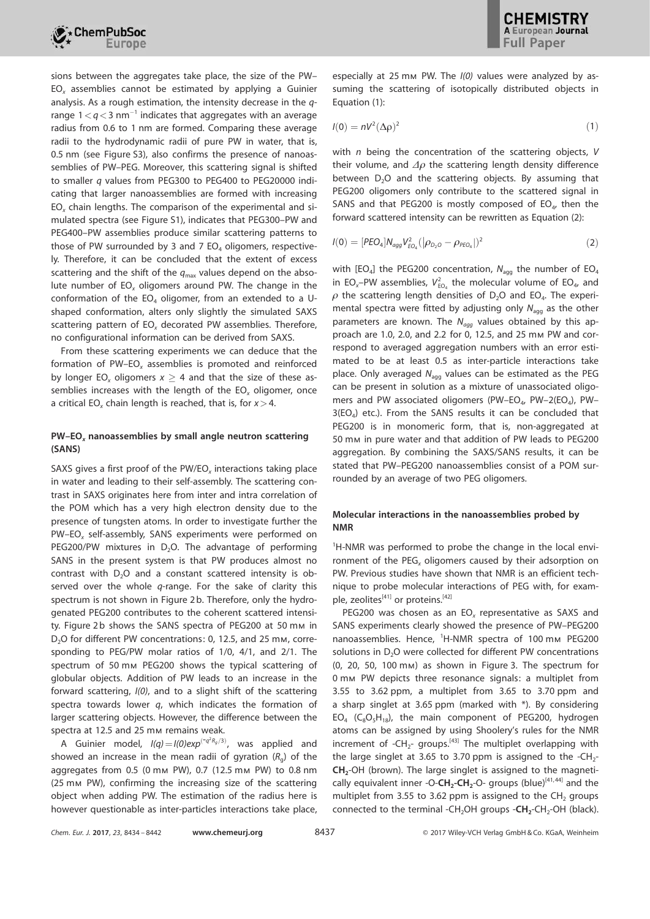sions between the aggregates take place, the size of the PW–$EO_x$ assemblies cannot be estimated by applying a Guinier analysis. As a rough estimation, the intensity decrease in the $q$-range $1 < q < 3$ nm$^{-1}$ indicates that aggregates with an average radius from 0.6 to 1 nm are formed. Comparing these average radii to the hydrodynamic radii of pure PW in water, that is, 0.5 nm (see Figure S3), also confirms the presence of nanoassemblies of PW–PEG. Moreover, this scattering signal is shifted to smaller $q$ values from PEG300 to PEG400 to PEG20000 indicating that larger nanoassemblies are formed with increasing $EO_x$ chain lengths. The comparison of the experimental and simulated spectra (see Figure S1), indicates that PEG300–PW and PEG400–PW assemblies produce similar scattering patterns to those of PW surrounded by 3 and 7 $EO_4$ oligomers, respectively. Therefore, it can be concluded that the extent of excess scattering and the shift of the $q_{max}$ values depend on the absolute number of $EO_x$ oligomers around PW. The change in the conformation of the $EO_4$ oligomer, from an extended to a U-shaped conformation, alters only slightly the simulated SAXS scattering pattern of $EO_x$ decorated PW assemblies. Therefore, no configurational information can be derived from SAXS.

From these scattering experiments we can deduce that the formation of PW–$EO_x$ assemblies is promoted and reinforced by longer $EO_x$ oligomers $x \geq 4$ and that the size of these assemblies increases with the length of the $EO_x$ oligomer, once a critical $EO_x$ chain length is reached, that is, for $x > 4$.

### PW–$EO_x$ nanoassemblies by small angle neutron scattering (SANS)

SAXS gives a first proof of the PW/$EO_x$ interactions taking place in water and leading to their self-assembly. The scattering contrast in SAXS originates here from inter and intra correlation of the POM which has a very high electron density due to the presence of tungsten atoms. In order to investigate further the PW–$EO_x$ self-assembly, SANS experiments were performed on PEG200/PW mixtures in $D_2O$. The advantage of performing SANS in the present system is that PW produces almost no contrast with $D_2O$ and a constant scattered intensity is observed over the whole $q$-range. For the sake of clarity this spectrum is not shown in Figure 2b. Therefore, only the hydrogenated PEG200 contributes to the coherent scattered intensity. Figure 2b shows the SANS spectra of PEG200 at 50 mM in $D_2O$ for different PW concentrations: 0, 12.5, and 25 mM, corresponding to PEG/PW molar ratios of 1/0, 4/1, and 2/1. The spectrum of 50 mM PEG200 shows the typical scattering of globular objects. Addition of PW leads to an increase in the forward scattering, $I(0)$, and to a slight shift of the scattering spectra towards lower $q$, which indicates the formation of larger scattering objects. However, the difference between the spectra at 12.5 and 25 mM remains weak.

A Guinier model, $I(q) = I(0)exp^{(-q^2R_g/3)}$, was applied and showed an increase in the mean radii of gyration ($R_g$) of the aggregates from 0.5 (0 mM PW), 0.7 (12.5 mM PW) to 0.8 nm (25 mM PW), confirming the increasing size of the scattering object when adding PW. The estimation of the radius here is however questionable as inter-particles interactions take place, especially at 25 mM PW. The $I(0)$ values were analyzed by assuming the scattering of isotopically distributed objects in Equation (1):

$$I(0) = nV^2(\Delta\rho)^2 \tag{1}$$

with $n$ being the concentration of the scattering objects, $V$ their volume, and $\Delta\rho$ the scattering length density difference between $D_2O$ and the scattering objects. By assuming that PEG200 oligomers only contribute to the scattered signal in SANS and that PEG200 is mostly composed of $EO_4$, then the forward scattered intensity can be rewritten as Equation (2):

$$I(0) = [PEO_4]N_{agg}V_{EO_4}^2(|\rho_{D_2O} - \rho_{PEO_4}|)^2 \tag{2}$$

with [$EO_4$] the PEG200 concentration, $N_{agg}$ the number of $EO_4$ in $EO_x$–PW assemblies, $V_{EO_4}^2$ the molecular volume of $EO_4$, and $\rho$ the scattering length densities of $D_2O$ and $EO_4$. The experimental spectra were fitted by adjusting only $N_{agg}$ as the other parameters are known. The $N_{agg}$ values obtained by this approach are 1.0, 2.0, and 2.2 for 0, 12.5, and 25 mM PW and correspond to averaged aggregation numbers with an error estimated to be at least 0.5 as inter-particle interactions take place. Only averaged $N_{agg}$ values can be estimated as the PEG can be present in solution as a mixture of unassociated oligomers and PW associated oligomers (PW–$EO_4$, PW–2($EO_4$), PW–3($EO_4$) etc.). From the SANS results it can be concluded that PEG200 is in monomeric form, that is, non-aggregated at 50 mM in pure water and that addition of PW leads to PEG200 aggregation. By combining the SAXS/SANS results, it can be stated that PW–PEG200 nanoassemblies consist of a POM surrounded by an average of two PEG oligomers.

### Molecular interactions in the nanoassemblies probed by NMR

$^1$H-NMR was performed to probe the change in the local environment of the $PEG_x$ oligomers caused by their adsorption on PW. Previous studies have shown that NMR is an efficient technique to probe molecular interactions of PEG with, for example, zeolites[41] or proteins.[42]

PEG200 was chosen as an $EO_x$ representative as SAXS and SANS experiments clearly showed the presence of PW–PEG200 nanoassemblies. Hence, $^1$H-NMR spectra of 100 mM PEG200 solutions in $D_2O$ were collected for different PW concentrations (0, 20, 50, 100 mM) as shown in Figure 3. The spectrum for 0 mM PW depicts three resonance signals: a multiplet from 3.55 to 3.62 ppm, a multiplet from 3.65 to 3.70 ppm and a sharp singlet at 3.65 ppm (marked with *). By considering $EO_4$ ($C_8O_5H_{18}$), the main component of PEG200, hydrogen atoms can be assigned by using Shoolery's rules for the NMR increment of -$CH_2$- groups.[43] The multiplet overlapping with the large singlet at 3.65 to 3.70 ppm is assigned to the -$CH_2$-**$CH_2$**-OH (brown). The large singlet is assigned to the magnetically equivalent inner -O-**$CH_2$**-**$CH_2$**-O- groups (blue)[41,44] and the multiplet from 3.55 to 3.62 ppm is assigned to the $CH_2$ groups connected to the terminal -$CH_2$OH groups -**$CH_2$**-$CH_2$-OH (black).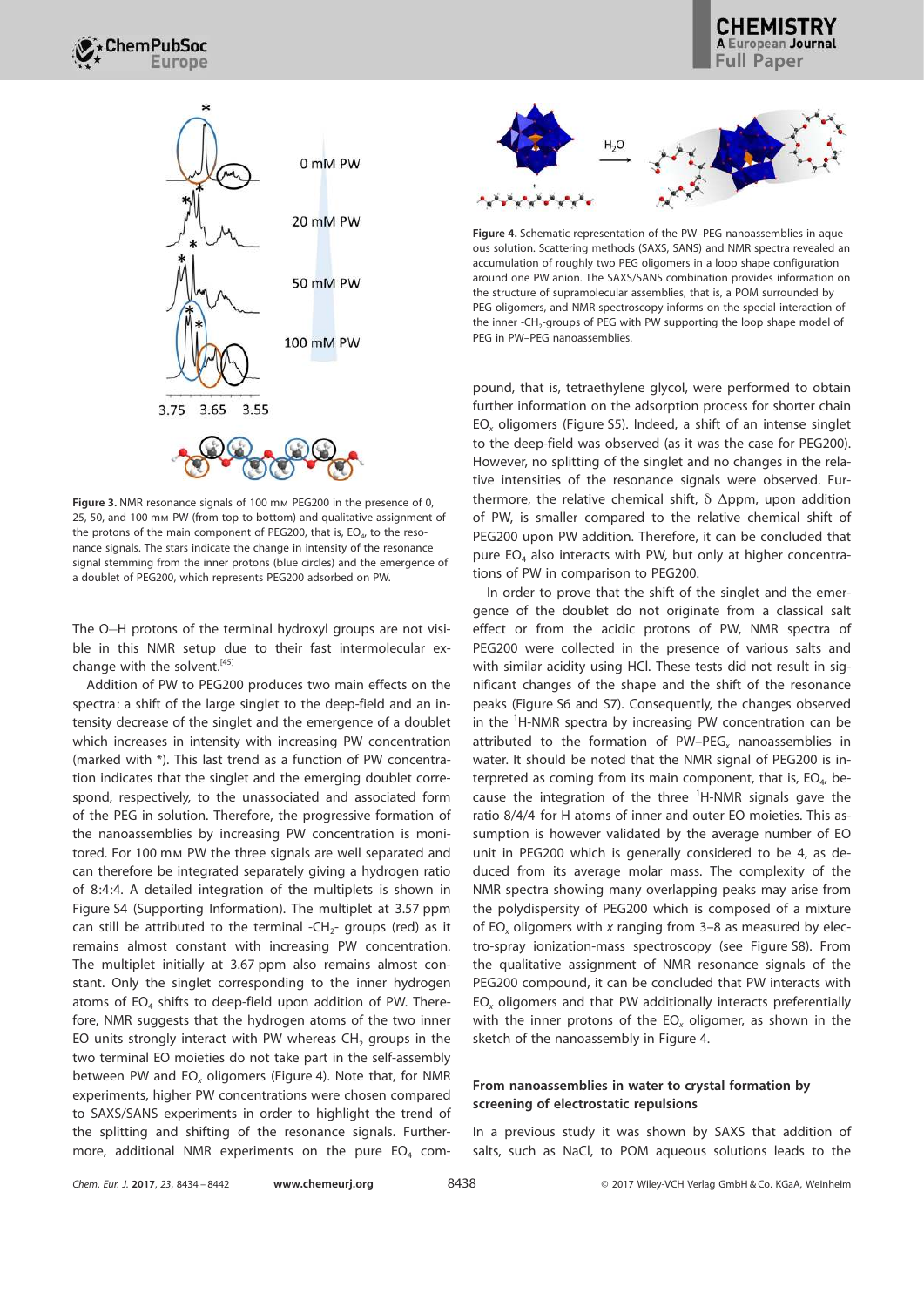Figure 3. NMR resonance signals of 100 mM PEG200 in the presence of 0, 25, 50, and 100 mM PW (from top to bottom) and qualitative assignment of the protons of the main component of PEG200, that is, $EO_4$, to the resonance signals. The stars indicate the change in intensity of the resonance signal stemming from the inner protons (blue circles) and the emergence of a doublet of PEG200, which represents PEG200 adsorbed on PW.

The O–H protons of the terminal hydroxyl groups are not visible in this NMR setup due to their fast intermolecular exchange with the solvent.[45]

Addition of PW to PEG200 produces two main effects on the spectra: a shift of the large singlet to the deep-field and an intensity decrease of the singlet and the emergence of a doublet which increases in intensity with increasing PW concentration (marked with *). This last trend as a function of PW concentration indicates that the singlet and the emerging doublet correspond, respectively, to the unassociated and associated form of the PEG in solution. Therefore, the progressive formation of the nanoassemblies by increasing PW concentration is monitored. For 100 mM PW the three signals are well separated and can therefore be integrated separately giving a hydrogen ratio of 8:4:4. A detailed integration of the multiplets is shown in Figure S4 (Supporting Information). The multiplet at 3.57 ppm can still be attributed to the terminal $-CH_2-$ groups (red) as it remains almost constant with increasing PW concentration. The multiplet initially at 3.67 ppm also remains almost constant. Only the singlet corresponding to the inner hydrogen atoms of $EO_4$ shifts to deep-field upon addition of PW. Therefore, NMR suggests that the hydrogen atoms of the two inner EO units strongly interact with PW whereas $CH_2$ groups in the two terminal EO moieties do not take part in the self-assembly between PW and $EO_x$ oligomers (Figure 4). Note that, for NMR experiments, higher PW concentrations were chosen compared to SAXS/SANS experiments in order to highlight the trend of the splitting and shifting of the resonance signals. Furthermore, additional NMR experiments on the pure $EO_4$ compound, that is, tetraethylene glycol, were performed to obtain further information on the adsorption process for shorter chain $EO_x$ oligomers (Figure S5). Indeed, a shift of an intense singlet to the deep-field was observed (as it was the case for PEG200). However, no splitting of the singlet and no changes in the relative intensities of the resonance signals were observed. Furthermore, the relative chemical shift, $\delta$ $\Delta$ppm, upon addition of PW, is smaller compared to the relative chemical shift of PEG200 upon PW addition. Therefore, it can be concluded that pure $EO_4$ also interacts with PW, but only at higher concentrations of PW in comparison to PEG200.

Figure 4. Schematic representation of the PW–PEG nanoassemblies in aqueous solution. Scattering methods (SAXS, SANS) and NMR spectra revealed an accumulation of roughly two PEG oligomers in a loop shape configuration around one PW anion. The SAXS/SANS combination provides information on the structure of supramolecular assemblies, that is, a POM surrounded by PEG oligomers, and NMR spectroscopy informs on the special interaction of the inner $-CH_2$-groups of PEG with PW supporting the loop shape model of PEG in PW–PEG nanoassemblies.

In order to prove that the shift of the singlet and the emergence of the doublet do not originate from a classical salt effect or from the acidic protons of PW, NMR spectra of PEG200 were collected in the presence of various salts and with similar acidity using HCl. These tests did not result in significant changes of the shape and the shift of the resonance peaks (Figure S6 and S7). Consequently, the changes observed in the $^1$H-NMR spectra by increasing PW concentration can be attributed to the formation of PW–$PEG_x$ nanoassemblies in water. It should be noted that the NMR signal of PEG200 is interpreted as coming from its main component, that is, $EO_4$, because the integration of the three $^1$H-NMR signals gave the ratio 8/4/4 for H atoms of inner and outer EO moieties. This assumption is however validated by the average number of EO unit in PEG200 which is generally considered to be 4, as deduced from its average molar mass. The complexity of the NMR spectra showing many overlapping peaks may arise from the polydispersity of PEG200 which is composed of a mixture of $EO_x$ oligomers with $x$ ranging from 3–8 as measured by electro-spray ionization-mass spectroscopy (see Figure S8). From the qualitative assignment of NMR resonance signals of the PEG200 compound, it can be concluded that PW interacts with $EO_x$ oligomers and that PW additionally interacts preferentially with the inner protons of the $EO_x$ oligomer, as shown in the sketch of the nanoassembly in Figure 4.

### From nanoassemblies in water to crystal formation by screening of electrostatic repulsions

In a previous study it was shown by SAXS that addition of salts, such as NaCl, to POM aqueous solutions leads to the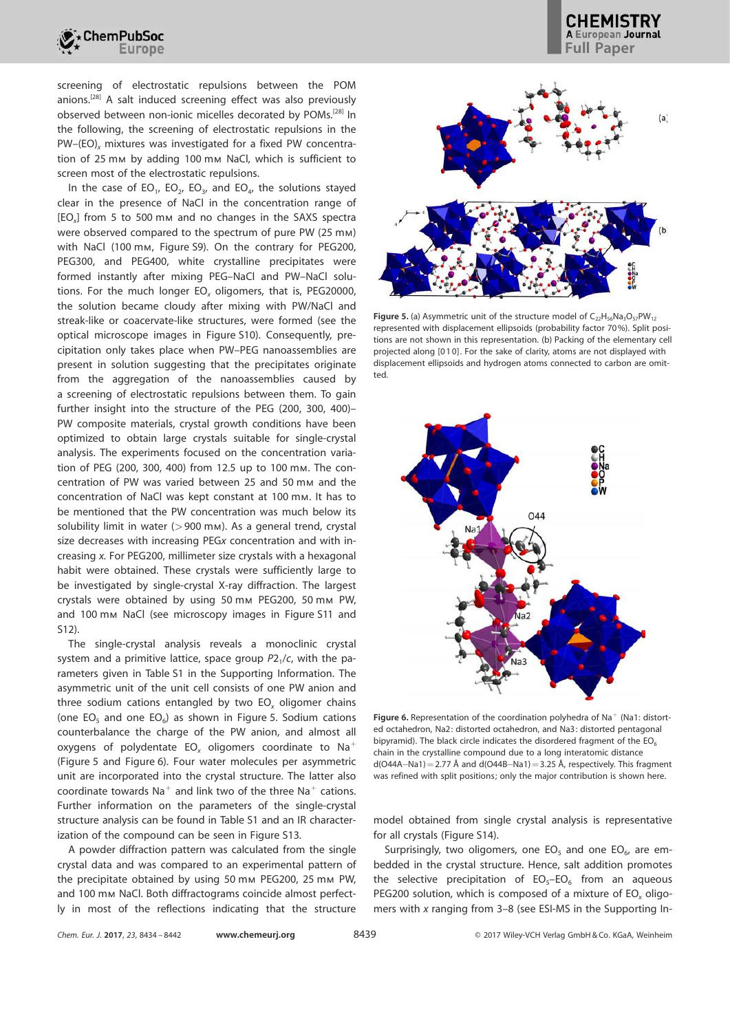screening of electrostatic repulsions between the POM anions.[28] A salt induced screening effect was also previously observed between non-ionic micelles decorated by POMs.[28] In the following, the screening of electrostatic repulsions in the PW–$(EO)_x$ mixtures was investigated for a fixed PW concentration of 25 mM by adding 100 mM NaCl, which is sufficient to screen most of the electrostatic repulsions.

In the case of $EO_1$, $EO_2$, $EO_3$, and $EO_4$, the solutions stayed clear in the presence of NaCl in the concentration range of $[EO_x]$ from 5 to 500 mM and no changes in the SAXS spectra were observed compared to the spectrum of pure PW (25 mM) with NaCl (100 mM, Figure S9). On the contrary for PEG200, PEG300, and PEG400, white crystalline precipitates were formed instantly after mixing PEG–NaCl and PW–NaCl solutions. For the much longer $EO_x$ oligomers, that is, PEG20000, the solution became cloudy after mixing with PW/NaCl and streak-like or coacervate-like structures, were formed (see the optical microscope images in Figure S10). Consequently, precipitation only takes place when PW–PEG nanoassemblies are present in solution suggesting that the precipitates originate from the aggregation of the nanoassemblies caused by a screening of electrostatic repulsions between them. To gain further insight into the structure of the PEG (200, 300, 400)–PW composite materials, crystal growth conditions have been optimized to obtain large crystals suitable for single-crystal analysis. The experiments focused on the concentration variation of PEG (200, 300, 400) from 12.5 up to 100 mM. The concentration of PW was varied between 25 and 50 mM and the concentration of NaCl was kept constant at 100 mM. It has to be mentioned that the PW concentration was much below its solubility limit in water (>900 mM). As a general trend, crystal size decreases with increasing PEG*x* concentration and with increasing *x*. For PEG200, millimeter size crystals with a hexagonal habit were obtained. These crystals were sufficiently large to be investigated by single-crystal X-ray diffraction. The largest crystals were obtained by using 50 mM PEG200, 50 mM PW, and 100 mM NaCl (see microscopy images in Figure S11 and S12).

The single-crystal analysis reveals a monoclinic crystal system and a primitive lattice, space group $P2_1/c$, with the parameters given in Table S1 in the Supporting Information. The asymmetric unit of the unit cell consists of one PW anion and three sodium cations entangled by two $EO_x$ oligomer chains (one $EO_5$ and one $EO_6$) as shown in Figure 5. Sodium cations counterbalance the charge of the PW anion, and almost all oxygens of polydentate $EO_x$ oligomers coordinate to $Na^+$ (Figure 5 and Figure 6). Four water molecules per asymmetric unit are incorporated into the crystal structure. The latter also coordinate towards $Na^+$ and link two of the three $Na^+$ cations. Further information on the parameters of the single-crystal structure analysis can be found in Table S1 and an IR characterization of the compound can be seen in Figure S13.

A powder diffraction pattern was calculated from the single crystal data and was compared to an experimental pattern of the precipitate obtained by using 50 mM PEG200, 25 mM PW, and 100 mM NaCl. Both diffractograms coincide almost perfectly in most of the reflections indicating that the structure model obtained from single crystal analysis is representative for all crystals (Figure S14).

Surprisingly, two oligomers, one $EO_5$ and one $EO_6$, are embedded in the crystal structure. Hence, salt addition promotes the selective precipitation of $EO_5$–$EO_6$ from an aqueous PEG200 solution, which is composed of a mixture of $EO_x$ oligomers with *x* ranging from 3–8 (see ESI-MS in the Supporting In-

**Figure 5.** (a) Asymmetric unit of the structure model of $C_{22}H_{56}Na_3O_{57}PW_{12}$ represented with displacement ellipsoids (probability factor 70%). Split positions are not shown in this representation. (b) Packing of the elementary cell projected along [010]. For the sake of clarity, atoms are not displayed with displacement ellipsoids and hydrogen atoms connected to carbon are omitted.

**Figure 6.** Representation of the coordination polyhedra of $Na^+$ (Na1: distorted octahedron, Na2: distorted octahedron, and Na3: distorted pentagonal bipyramid). The black circle indicates the disordered fragment of the $EO_6$ chain in the crystalline compound due to a long interatomic distance d(O44A–Na1) = 2.77 Å and d(O44B–Na1) = 3.25 Å, respectively. This fragment was refined with split positions; only the major contribution is shown here.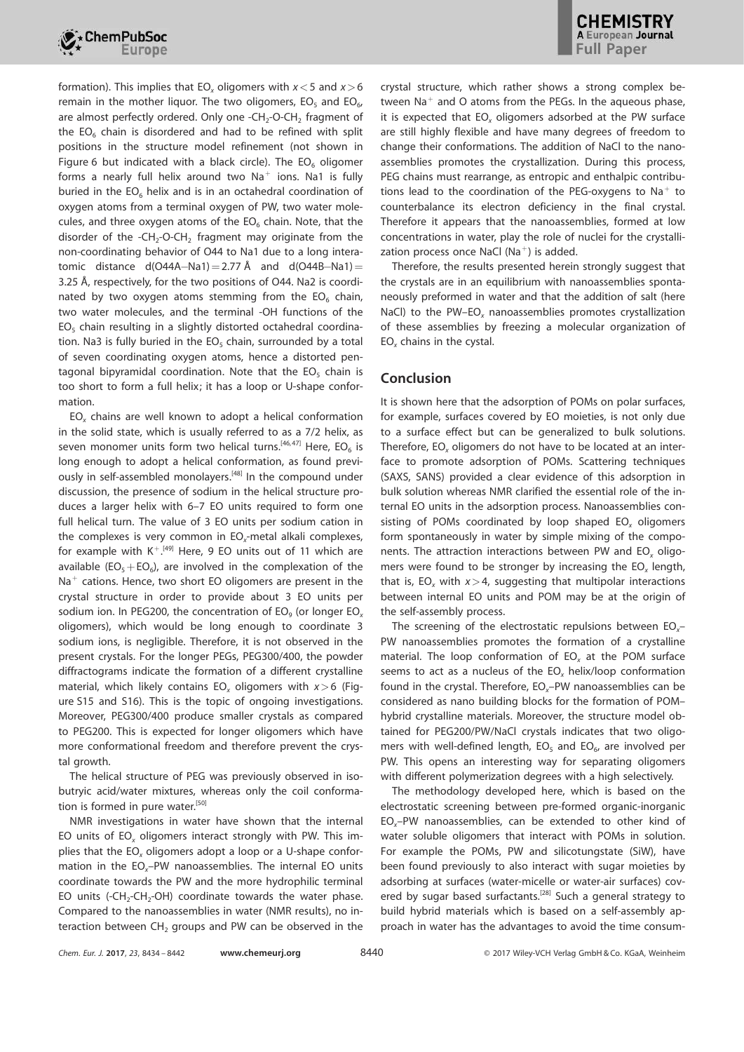formation). This implies that $EO_x$ oligomers with $x<5$ and $x>6$ remain in the mother liquor. The two oligomers, $EO_5$ and $EO_6$, are almost perfectly ordered. Only one $-CH_2$-O-$CH_2$ fragment of the $EO_6$ chain is disordered and had to be refined with split positions in the structure model refinement (not shown in Figure 6 but indicated with a black circle). The $EO_6$ oligomer forms a nearly full helix around two $Na^+$ ions. Na1 is fully buried in the $EO_6$ helix and is in an octahedral coordination of oxygen atoms from a terminal oxygen of PW, two water molecules, and three oxygen atoms of the $EO_6$ chain. Note, that the disorder of the $-CH_2$-O-$CH_2$ fragment may originate from the non-coordinating behavior of O44 to Na1 due to a long interatomic distance d(O44A–Na1) = 2.77 Å and d(O44B–Na1) = 3.25 Å, respectively, for the two positions of O44. Na2 is coordinated by two oxygen atoms stemming from the $EO_6$ chain, two water molecules, and the terminal -OH functions of the $EO_5$ chain resulting in a slightly distorted octahedral coordination. Na3 is fully buried in the $EO_5$ chain, surrounded by a total of seven coordinating oxygen atoms, hence a distorted pentagonal bipyramidal coordination. Note that the $EO_5$ chain is too short to form a full helix; it has a loop or U-shape conformation.

$EO_x$ chains are well known to adopt a helical conformation in the solid state, which is usually referred to as a 7/2 helix, as seven monomer units form two helical turns.[46,47] Here, $EO_6$ is long enough to adopt a helical conformation, as found previously in self-assembled monolayers.[48] In the compound under discussion, the presence of sodium in the helical structure produces a larger helix with 6–7 EO units required to form one full helical turn. The value of 3 EO units per sodium cation in the complexes is very common in $EO_x$-metal alkali complexes, for example with $K^+$.[49] Here, 9 EO units out of 11 which are available ($EO_5+EO_6$), are involved in the complexation of the $Na^+$ cations. Hence, two short EO oligomers are present in the crystal structure in order to provide about 3 EO units per sodium ion. In PEG200, the concentration of $EO_9$ (or longer $EO_x$ oligomers), which would be long enough to coordinate 3 sodium ions, is negligible. Therefore, it is not observed in the present crystals. For the longer PEGs, PEG300/400, the powder diffractograms indicate the formation of a different crystalline material, which likely contains $EO_x$ oligomers with $x>6$ (Figure S15 and S16). This is the topic of ongoing investigations. Moreover, PEG300/400 produce smaller crystals as compared to PEG200. This is expected for longer oligomers which have more conformational freedom and therefore prevent the crystal growth.

The helical structure of PEG was previously observed in isobutyric acid/water mixtures, whereas only the coil conformation is formed in pure water.[50]

NMR investigations in water have shown that the internal EO units of $EO_x$ oligomers interact strongly with PW. This implies that the $EO_x$ oligomers adopt a loop or a U-shape conformation in the $EO_x$–PW nanoassemblies. The internal EO units coordinate towards the PW and the more hydrophilic terminal EO units ($-CH_2$-$CH_2$-OH) coordinate towards the water phase. Compared to the nanoassemblies in water (NMR results), no interaction between $CH_2$ groups and PW can be observed in the crystal structure, which rather shows a strong complex between $Na^+$ and O atoms from the PEGs. In the aqueous phase, it is expected that $EO_x$ oligomers adsorbed at the PW surface are still highly flexible and have many degrees of freedom to change their conformations. The addition of NaCl to the nanoassemblies promotes the crystallization. During this process, PEG chains must rearrange, as entropic and enthalpic contributions lead to the coordination of the PEG-oxygens to $Na^+$ to counterbalance its electron deficiency in the final crystal. Therefore it appears that the nanoassemblies, formed at low concentrations in water, play the role of nuclei for the crystallization process once NaCl ($Na^+$) is added.

Therefore, the results presented herein strongly suggest that the crystals are in an equilibrium with nanoassemblies spontaneously preformed in water and that the addition of salt (here NaCl) to the PW–$EO_x$ nanoassemblies promotes crystallization of these assemblies by freezing a molecular organization of $EO_x$ chains in the cystal.

## Conclusion

It is shown here that the adsorption of POMs on polar surfaces, for example, surfaces covered by EO moieties, is not only due to a surface effect but can be generalized to bulk solutions. Therefore, $EO_x$ oligomers do not have to be located at an interface to promote adsorption of POMs. Scattering techniques (SAXS, SANS) provided a clear evidence of this adsorption in bulk solution whereas NMR clarified the essential role of the internal EO units in the adsorption process. Nanoassemblies consisting of POMs coordinated by loop shaped $EO_x$ oligomers form spontaneously in water by simple mixing of the components. The attraction interactions between PW and $EO_x$ oligomers were found to be stronger by increasing the $EO_x$ length, that is, $EO_x$ with $x>4$, suggesting that multipolar interactions between internal EO units and POM may be at the origin of the self-assembly process.

The screening of the electrostatic repulsions between $EO_x$–PW nanoassemblies promotes the formation of a crystalline material. The loop conformation of $EO_x$ at the POM surface seems to act as a nucleus of the $EO_x$ helix/loop conformation found in the crystal. Therefore, $EO_x$–PW nanoassemblies can be considered as nano building blocks for the formation of POM–hybrid crystalline materials. Moreover, the structure model obtained for PEG200/PW/NaCl crystals indicates that two oligomers with well-defined length, $EO_5$ and $EO_6$, are involved per PW. This opens an interesting way for separating oligomers with different polymerization degrees with a high selectively.

The methodology developed here, which is based on the electrostatic screening between pre-formed organic-inorganic $EO_x$–PW nanoassemblies, can be extended to other kind of water soluble oligomers that interact with POMs in solution. For example the POMs, PW and silicotungstate (SiW), have been found previously to also interact with sugar moieties by adsorbing at surfaces (water-micelle or water-air surfaces) covered by sugar based surfactants.[28] Such a general strategy to build hybrid materials which is based on a self-assembly approach in water has the advantages to avoid the time consum-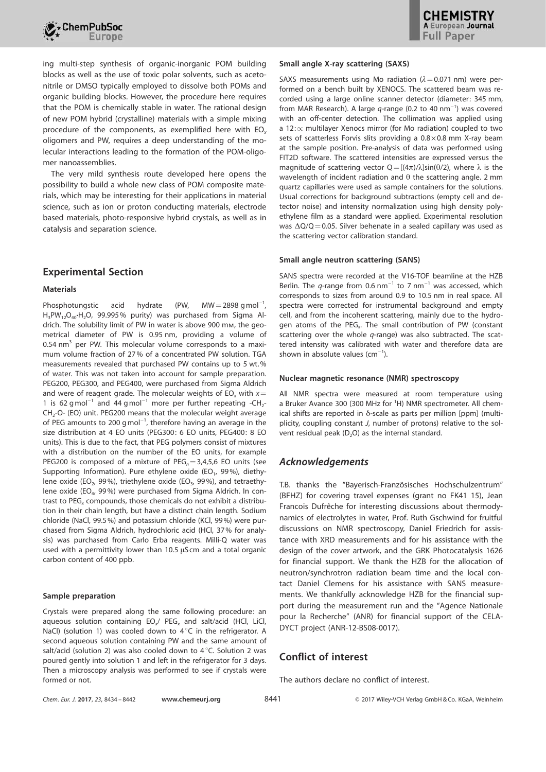ing multi-step synthesis of organic-inorganic POM building blocks as well as the use of toxic polar solvents, such as acetonitrile or DMSO typically employed to dissolve both POMs and organic building blocks. However, the procedure here requires that the POM is chemically stable in water. The rational design of new POM hybrid (crystalline) materials with a simple mixing procedure of the components, as exemplified here with $EO_x$ oligomers and PW, requires a deep understanding of the molecular interactions leading to the formation of the POM-oligomer nanoassemblies.

The very mild synthesis route developed here opens the possibility to build a whole new class of POM composite materials, which may be interesting for their applications in material science, such as ion or proton conducting materials, electrode based materials, photo-responsive hybrid crystals, as well as in catalysis and separation science.

## Experimental Section

### Materials

Phosphotungstic acid hydrate (PW, MW = 2898 g mol$^{-1}$, $H_3PW_{12}O_{40}$·$H_2O$, 99.995% purity) was purchased from Sigma Aldrich. The solubility limit of PW in water is above 900 mM, the geometrical diameter of PW is 0.95 nm, providing a volume of 0.54 nm$^3$ per PW. This molecular volume corresponds to a maximum volume fraction of 27% of a concentrated PW solution. TGA measurements revealed that purchased PW contains up to 5 wt.% of water. This was not taken into account for sample preparation. PEG200, PEG300, and PEG400, were purchased from Sigma Aldrich and were of reagent grade. The molecular weights of $EO_x$ with $x=1$ is 62 g mol$^{-1}$ and 44 g mol$^{-1}$ more per further repeating -$CH_2$-$CH_2$-O- (EO) unit. PEG200 means that the molecular weight average of PEG amounts to 200 g mol$^{-1}$, therefore having an average in the size distribution at 4 EO units (PEG300: 6 EO units, PEG400: 8 EO units). This is due to the fact, that PEG polymers consist of mixtures with a distribution on the number of the EO units, for example PEG200 is composed of a mixture of $PEG_n = 3,4,5,6$ EO units (see Supporting Information). Pure ethylene oxide ($EO_1$, 99%), diethylene oxide ($EO_2$, 99%), triethylene oxide ($EO_3$, 99%), and tetraethylene oxide ($EO_4$, 99%) were purchased from Sigma Aldrich. In contrast to $PEG_x$ compounds, those chemicals do not exhibit a distribution in their chain length, but have a distinct chain length. Sodium chloride (NaCl, 99.5%) and potassium chloride (KCl, 99%) were purchased from Sigma Aldrich, hydrochloric acid (HCl, 37% for analysis) was purchased from Carlo Erba reagents. Milli-Q water was used with a permittivity lower than 10.5 μS cm and a total organic carbon content of 400 ppb.

### Sample preparation

Crystals were prepared along the same following procedure: an aqueous solution containing $EO_x$/ $PEG_x$ and salt/acid (HCl, LiCl, NaCl) (solution 1) was cooled down to 4 °C in the refrigerator. A second aqueous solution containing PW and the same amount of salt/acid (solution 2) was also cooled down to 4 °C. Solution 2 was poured gently into solution 1 and left in the refrigerator for 3 days. Then a microscopy analysis was performed to see if crystals were formed or not.

### Small angle X-ray scattering (SAXS)

SAXS measurements using Mo radiation ($\lambda = 0.071$ nm) were performed on a bench built by XENOCS. The scattered beam was recorded using a large online scanner detector (diameter: 345 mm, from MAR Research). A large $q$-range (0.2 to 40 nm$^{-1}$) was covered with an off-center detection. The collimation was applied using a 12:∞ multilayer Xenocs mirror (for Mo radiation) coupled to two sets of scatterless Forvis slits providing a 0.8×0.8 mm X-ray beam at the sample position. Pre-analysis of data was performed using FIT2D software. The scattered intensities are expressed versus the magnitude of scattering vector $Q = [(4\pi)/\lambda]\sin(\theta/2)$, where $\lambda$ is the wavelength of incident radiation and $\theta$ the scattering angle. 2 mm quartz capillaries were used as sample containers for the solutions. Usual corrections for background subtractions (empty cell and detector noise) and intensity normalization using high density polyethylene film as a standard were applied. Experimental resolution was $\Delta Q/Q = 0.05$. Silver behenate in a sealed capillary was used as the scattering vector calibration standard.

### Small angle neutron scattering (SANS)

SANS spectra were recorded at the V16-TOF beamline at the HZB Berlin. The $q$-range from 0.6 nm$^{-1}$ to 7 nm$^{-1}$ was accessed, which corresponds to sizes from around 0.9 to 10.5 nm in real space. All spectra were corrected for instrumental background and empty cell, and from the incoherent scattering, mainly due to the hydrogen atoms of the $PEG_x$. The small contribution of PW (constant scattering over the whole $q$-range) was also subtracted. The scattered intensity was calibrated with water and therefore data are shown in absolute values (cm$^{-1}$).

### Nuclear magnetic resonance (NMR) spectroscopy

All NMR spectra were measured at room temperature using a Bruker Avance 300 (300 MHz for $^1$H) NMR spectrometer. All chemical shifts are reported in δ-scale as parts per million [ppm] (multiplicity, coupling constant $J$, number of protons) relative to the solvent residual peak ($D_2O$) as the internal standard.

## *Acknowledgements*

T.B. thanks the "Bayerisch-Französisches Hochschulzentrum" (BFHZ) for covering travel expenses (grant no FK41 15), Jean Francois Dufrêche for interesting discussions about thermodynamics of electrolytes in water, Prof. Ruth Gschwind for fruitful discussions on NMR spectroscopy, Daniel Friedrich for assistance with XRD measurements and for his assistance with the design of the cover artwork, and the GRK Photocatalysis 1626 for financial support. We thank the HZB for the allocation of neutron/synchrotron radiation beam time and the local contact Daniel Clemens for his assistance with SANS measurements. We thankfully acknowledge HZB for the financial support during the measurement run and the "Agence Nationale pour la Recherche" (ANR) for financial support of the CELA-DYCT project (ANR-12-BS08-0017).

## Conflict of interest

The authors declare no conflict of interest.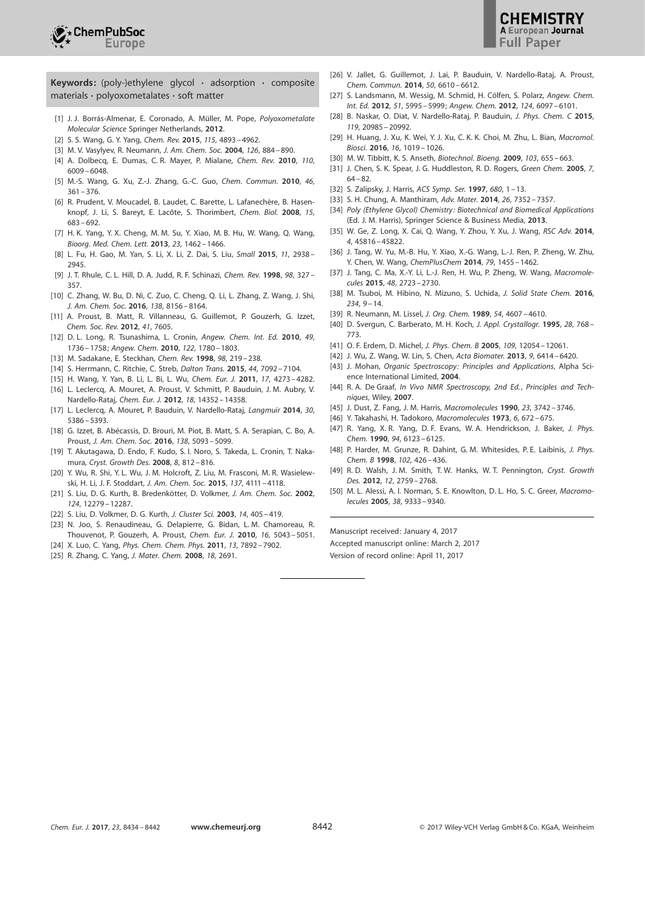**Keywords:** (poly-)ethylene glycol · adsorption · composite materials · polyoxometalates · soft matter

[1] J. J. Borrás-Almenar, E. Coronado, A. Müller, M. Pope, *Polyoxometalate Molecular Science* Springer Netherlands, **2012**.
[2] S. S. Wang, G. Y. Yang, *Chem. Rev.* **2015**, *115*, 4893 – 4962.
[3] M. V. Vasylyev, R. Neumann, *J. Am. Chem. Soc.* **2004**, *126*, 884 – 890.
[4] A. Dolbecq, E. Dumas, C. R. Mayer, P. Mialane, *Chem. Rev.* **2010**, *110*, 6009 – 6048.
[5] M.-S. Wang, G. Xu, Z.-J. Zhang, G.-C. Guo, *Chem. Commun.* **2010**, *46*, 361 – 376.
[6] R. Prudent, V. Moucadel, B. Laudet, C. Barette, L. Lafanechère, B. Hasenknopf, J. Li, S. Bareyt, E. Lacôte, S. Thorimbert, *Chem. Biol.* **2008**, *15*, 683 – 692.
[7] H. K. Yang, Y. X. Cheng, M. M. Su, Y. Xiao, M. B. Hu, W. Wang, Q. Wang, *Bioorg. Med. Chem. Lett.* **2013**, *23*, 1462 – 1466.
[8] L. Fu, H. Gao, M. Yan, S. Li, X. Li, Z. Dai, S. Liu, *Small* **2015**, *11*, 2938 – 2945.
[9] J. T. Rhule, C. L. Hill, D. A. Judd, R. F. Schinazi, *Chem. Rev.* **1998**, *98*, 327 – 357.
[10] C. Zhang, W. Bu, D. Ni, C. Zuo, C. Cheng, Q. Li, L. Zhang, Z. Wang, J. Shi, *J. Am. Chem. Soc.* **2016**, *138*, 8156 – 8164.
[11] A. Proust, B. Matt, R. Villanneau, G. Guillemot, P. Gouzerh, G. Izzet, *Chem. Soc. Rev.* **2012**, *41*, 7605.
[12] D. L. Long, R. Tsunashima, L. Cronin, *Angew. Chem. Int. Ed.* **2010**, *49*, 1736 – 1758; *Angew. Chem.* **2010**, *122*, 1780 – 1803.
[13] M. Sadakane, E. Steckhan, *Chem. Rev.* **1998**, *98*, 219 – 238.
[14] S. Herrmann, C. Ritchie, C. Streb, *Dalton Trans.* **2015**, *44*, 7092 – 7104.
[15] H. Wang, Y. Yan, B. Li, L. Bi, L. Wu, *Chem. Eur. J.* **2011**, *17*, 4273 – 4282.
[16] L. Leclercq, A. Mouret, A. Proust, V. Schmitt, P. Bauduin, J. M. Aubry, V. Nardello-Rataj, *Chem. Eur. J.* **2012**, *18*, 14352 – 14358.
[17] L. Leclercq, A. Mouret, P. Bauduin, V. Nardello-Rataj, *Langmuir* **2014**, *30*, 5386 – 5393.
[18] G. Izzet, B. Abécassis, D. Brouri, M. Piot, B. Matt, S. A. Serapian, C. Bo, A. Proust, *J. Am. Chem. Soc.* **2016**, *138*, 5093 – 5099.
[19] T. Akutagawa, D. Endo, F. Kudo, S. I. Noro, S. Takeda, L. Cronin, T. Nakamura, *Cryst. Growth Des.* **2008**, *8*, 812 – 816.
[20] Y. Wu, R. Shi, Y. L. Wu, J. M. Holcroft, Z. Liu, M. Frasconi, M. R. Wasielewski, H. Li, J. F. Stoddart, *J. Am. Chem. Soc.* **2015**, *137*, 4111 – 4118.
[21] S. Liu, D. G. Kurth, B. Bredenkötter, D. Volkmer, *J. Am. Chem. Soc.* **2002**, *124*, 12279 – 12287.
[22] S. Liu, D. Volkmer, D. G. Kurth, *J. Cluster Sci.* **2003**, *14*, 405 – 419.
[23] N. Joo, S. Renaudineau, G. Delapierre, G. Bidan, L. M. Chamoreau, R. Thouvenot, P. Gouzerh, A. Proust, *Chem. Eur. J.* **2010**, *16*, 5043 – 5051.
[24] X. Luo, C. Yang, *Phys. Chem. Chem. Phys.* **2011**, *13*, 7892 – 7902.
[25] R. Zhang, C. Yang, *J. Mater. Chem.* **2008**, *18*, 2691.
[26] V. Jallet, G. Guillemot, J. Lai, P. Bauduin, V. Nardello-Rataj, A. Proust, *Chem. Commun.* **2014**, *50*, 6610 – 6612.
[27] S. Landsmann, M. Wessig, M. Schmid, H. Cölfen, S. Polarz, *Angew. Chem. Int. Ed.* **2012**, *51*, 5995 – 5999; *Angew. Chem.* **2012**, *124*, 6097 – 6101.
[28] B. Naskar, O. Diat, V. Nardello-Rataj, P. Bauduin, *J. Phys. Chem. C* **2015**, *119*, 20985 – 20992.
[29] H. Huang, J. Xu, K. Wei, Y. J. Xu, C. K. K. Choi, M. Zhu, L. Bian, *Macromol. Biosci.* **2016**, *16*, 1019 – 1026.
[30] M. W. Tibbitt, K. S. Anseth, *Biotechnol. Bioeng.* **2009**, *103*, 655 – 663.
[31] J. Chen, S. K. Spear, J. G. Huddleston, R. D. Rogers, *Green Chem.* **2005**, *7*, 64 – 82.
[32] S. Zalipsky, J. Harris, *ACS Symp. Ser.* **1997**, *680*, 1 – 13.
[33] S. H. Chung, A. Manthiram, *Adv. Mater.* **2014**, *26*, 7352 – 7357.
[34] *Poly (Ethylene Glycol) Chemistry: Biotechnical and Biomedical Applications* (Ed. J. M. Harris), Springer Science & Business Media, **2013**.
[35] W. Ge, Z. Long, X. Cai, Q. Wang, Y. Zhou, Y. Xu, J. Wang, *RSC Adv.* **2014**, *4*, 45816 – 45822.
[36] J. Tang, W. Yu, M.-B. Hu, Y. Xiao, X.-G. Wang, L.-J. Ren, P. Zheng, W. Zhu, Y. Chen, W. Wang, *ChemPlusChem* **2014**, *79*, 1455 – 1462.
[37] J. Tang, C. Ma, X.-Y. Li, L.-J. Ren, H. Wu, P. Zheng, W. Wang, *Macromolecules* **2015**, *48*, 2723 – 2730.
[38] M. Tsuboi, M. Hibino, N. Mizuno, S. Uchida, *J. Solid State Chem.* **2016**, *234*, 9 – 14.
[39] R. Neumann, M. Lissel, *J. Org. Chem.* **1989**, *54*, 4607 – 4610.
[40] D. Svergun, C. Barberato, M. H. Koch, *J. Appl. Crystallogr.* **1995**, *28*, 768 – 773.
[41] O. F. Erdem, D. Michel, *J. Phys. Chem. B* **2005**, *109*, 12054 – 12061.
[42] J. Wu, Z. Wang, W. Lin, S. Chen, *Acta Biomater.* **2013**, *9*, 6414 – 6420.
[43] J. Mohan, *Organic Spectroscopy: Principles and Applications*, Alpha Science International Limited, **2004**.
[44] R. A. De Graaf, *In Vivo NMR Spectroscopy, 2nd Ed.*, *Principles and Techniques*, Wiley, **2007**.
[45] J. Dust, Z. Fang, J. M. Harris, *Macromolecules* **1990**, *23*, 3742 – 3746.
[46] Y. Takahashi, H. Tadokoro, *Macromolecules* **1973**, *6*, 672 – 675.
[47] R. Yang, X. R. Yang, D. F. Evans, W. A. Hendrickson, J. Baker, *J. Phys. Chem.* **1990**, *94*, 6123 – 6125.
[48] P. Harder, M. Grunze, R. Dahint, G. M. Whitesides, P. E. Laibinis, *J. Phys. Chem. B* **1998**, *102*, 426 – 436.
[49] R. D. Walsh, J. M. Smith, T. W. Hanks, W. T. Pennington, *Cryst. Growth Des.* **2012**, *12*, 2759 – 2768.
[50] M. L. Alessi, A. I. Norman, S. E. Knowlton, D. L. Ho, S. C. Greer, *Macromolecules* **2005**, *38*, 9333 – 9340.

Manuscript received: January 4, 2017
Accepted manuscript online: March 2, 2017
Version of record online: April 11, 2017